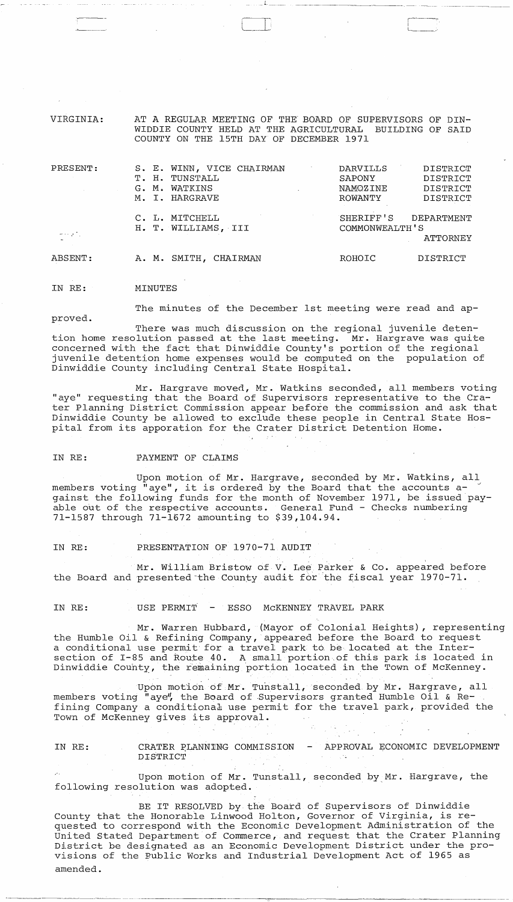VIRGINIA: AT A REGULAR MEETING OF THE BOARD OF SUPERVISORS OF DINWIDDIE COUNTY HELD AT THE AGRICULTURAL BUILDING OF SAID COUNTY ON THE 15TH DAY OF DECEMBER 1971

| | | | |
|---|---|---|---|
| PRESENT: | S. E. WINN, VICE CHAIRMAN | DARVILLS | DISTRICT |
| | T. H. TUNSTALL | SAPONY | DISTRICT |
| | G. M. WATKINS | NAMOZINE | DISTRICT |
| | M. I. HARGRAVE | ROWANTY | DISTRICT |
| | C. L. MITCHELL | SHERIFF'S | DEPARTMENT |
| | H. T. WILLIAMS, III | COMMONWEALTH'S | ATTORNEY |
| ABSENT: | A. M. SMITH, CHAIRMAN | ROHOIC | DISTRICT |

IN RE: MINUTES

The minutes of the December 1st meeting were read and approved.

There was much discussion on the regional juvenile detention home resolution passed at the last meeting. Mr. Hargrave was quite concerned with the fact that Dinwiddie County's portion of the regional juvenile detention home expenses would be computed on the population of Dinwiddie County including Central State Hospital.

Mr. Hargrave moved, Mr. Watkins seconded, all members voting "aye" requesting that the Board of Supervisors representative to the Crater Planning District Commission appear before the commission and ask that Dinwiddie County be allowed to exclude these people in Central State Hospital from its apporation for the Crater District Detention Home.

IN RE: PAYMENT OF CLAIMS

Upon motion of Mr. Hargrave, seconded by Mr. Watkins, all members voting "aye", it is ordered by the Board that the accounts against the following funds for the month of November 1971, be issued payable out of the respective accounts. General Fund - Checks numbering 71-1587 through 71-1672 amounting to $39,104.94.

IN RE: PRESENTATION OF 1970-71 AUDIT

Mr. William Bristow of V. Lee Parker & Co. appeared before the Board and presented the County audit for the fiscal year 1970-71.

IN RE: USE PERMIT - ESSO McKENNEY TRAVEL PARK

Mr. Warren Hubbard, (Mayor of Colonial Heights), representing the Humble Oil & Refining Company, appeared before the Board to request a conditional use permit for a travel park to be located at the Intersection of I-85 and Route 40. A small portion of this park is located in Dinwiddie County, the remaining portion located in the Town of McKenney.

Upon motion of Mr. Tunstall, seconded by Mr. Hargrave, all members voting "aye", the Board of Supervisors granted Humble Oil & Refining Company a conditional use permit for the travel park, provided the Town of McKenney gives its approval.

IN RE: CRATER PLANNING COMMISSION - APPROVAL ECONOMIC DEVELOPMENT DISTRICT

Upon motion of Mr. Tunstall, seconded by Mr. Hargrave, the following resolution was adopted.

BE IT RESOLVED by the Board of Supervisors of Dinwiddie County that the Honorable Linwood Holton, Governor of Virginia, is requested to correspond with the Economic Development Administration of the United Stated Department of Commerce, and request that the Crater Planning District be designated as an Economic Development District under the provisions of the Public Works and Industrial Development Act of 1965 as amended.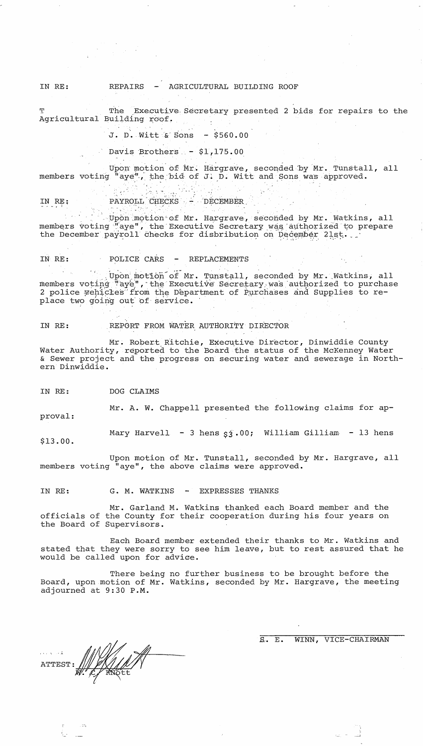IN RE: REPAIRS - AGRICULTURAL BUILDING ROOF

T The Executive Secretary presented 2 bids for repairs to the Agricultural Building roof.

J. D. Witt & Sons - $560.00

Davis Brothers - $1,175.00

Upon motion of Mr. Hargrave, seconded by Mr. Tunstall, all members voting "aye", the bid of J. D. Witt and Sons was approved.

IN RE: PAYROLL CHECKS - DECEMBER

Upon motion of Mr. Hargrave, seconded by Mr. Watkins, all members voting "aye", the Executive Secretary was authorized to prepare the December payroll checks for disbribution on December 21st.

IN RE: POLICE CARS - REPLACEMENTS

Upon motion of Mr. Tunstall, seconded by Mr. Watkins, all members voting "aye", the Executive Secretary was authorized to purchase 2 police vehicles from the Department of Purchases and Supplies to replace two going out of service.

IN RE: REPORT FROM WATER AUTHORITY DIRECTOR

Mr. Robert Ritchie, Executive Director, Dinwiddie County Water Authority, reported to the Board the status of the McKenney Water & Sewer project and the progress on securing water and sewerage in Northern Dinwiddie.

IN RE: DOG CLAIMS

Mr. A. W. Chappell presented the following claims for approval:

Mary Harvell - 3 hens $3.00; William Gilliam - 13 hens $13.00.

Upon motion of Mr. Tunstall, seconded by Mr. Hargrave, all members voting "aye", the above claims were approved.

IN RE: G. M. WATKINS - EXPRESSES THANKS

Mr. Garland M. Watkins thanked each Board member and the officials of the County for their cooperation during his four years on the Board of Supervisors.

Each Board member extended their thanks to Mr. Watkins and stated that they were sorry to see him leave, but to rest assured that he would be called upon for advice.

There being no further business to be brought before the Board, upon motion of Mr. Watkins, seconded by Mr. Hargrave, the meeting adjourned at 9:30 P.M.

S. E. WINN, VICE-CHAIRMAN

ATTEST: W. C. Knott